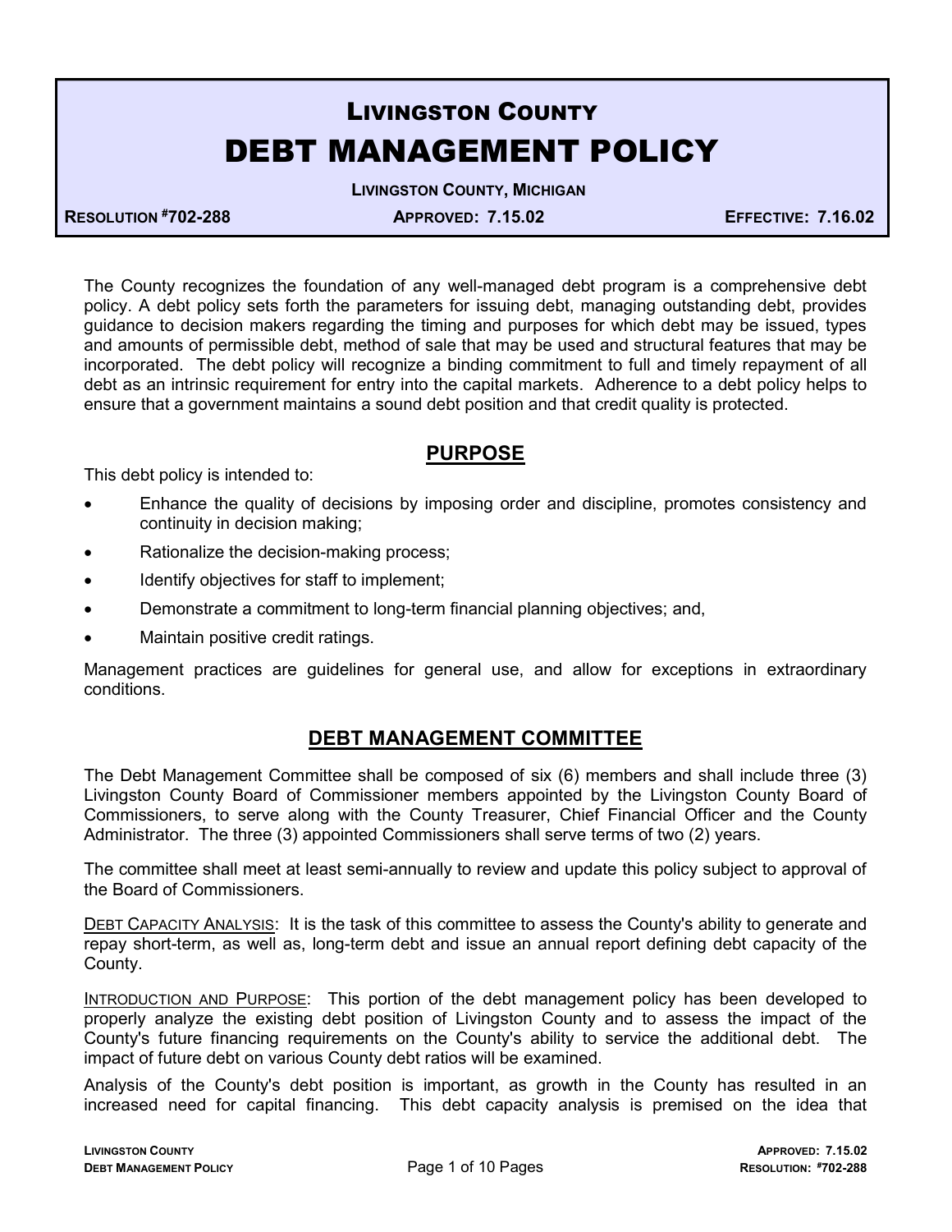# LIVINGSTON COUNTY
# DEBT MANAGEMENT POLICY

**LIVINGSTON COUNTY, MICHIGAN**

**RESOLUTION #702-288** | **APPROVED: 7.15.02** | **EFFECTIVE: 7.16.02**

The County recognizes the foundation of any well-managed debt program is a comprehensive debt policy. A debt policy sets forth the parameters for issuing debt, managing outstanding debt, provides guidance to decision makers regarding the timing and purposes for which debt may be issued, types and amounts of permissible debt, method of sale that may be used and structural features that may be incorporated. The debt policy will recognize a binding commitment to full and timely repayment of all debt as an intrinsic requirement for entry into the capital markets. Adherence to a debt policy helps to ensure that a government maintains a sound debt position and that credit quality is protected.

## PURPOSE

This debt policy is intended to:

- Enhance the quality of decisions by imposing order and discipline, promotes consistency and continuity in decision making;
- Rationalize the decision-making process;
- Identify objectives for staff to implement;
- Demonstrate a commitment to long-term financial planning objectives; and,
- Maintain positive credit ratings.

Management practices are guidelines for general use, and allow for exceptions in extraordinary conditions.

## DEBT MANAGEMENT COMMITTEE

The Debt Management Committee shall be composed of six (6) members and shall include three (3) Livingston County Board of Commissioner members appointed by the Livingston County Board of Commissioners, to serve along with the County Treasurer, Chief Financial Officer and the County Administrator. The three (3) appointed Commissioners shall serve terms of two (2) years.

The committee shall meet at least semi-annually to review and update this policy subject to approval of the Board of Commissioners.

DEBT CAPACITY ANALYSIS: It is the task of this committee to assess the County's ability to generate and repay short-term, as well as, long-term debt and issue an annual report defining debt capacity of the County.

INTRODUCTION AND PURPOSE: This portion of the debt management policy has been developed to properly analyze the existing debt position of Livingston County and to assess the impact of the County's future financing requirements on the County's ability to service the additional debt. The impact of future debt on various County debt ratios will be examined.

Analysis of the County's debt position is important, as growth in the County has resulted in an increased need for capital financing. This debt capacity analysis is premised on the idea that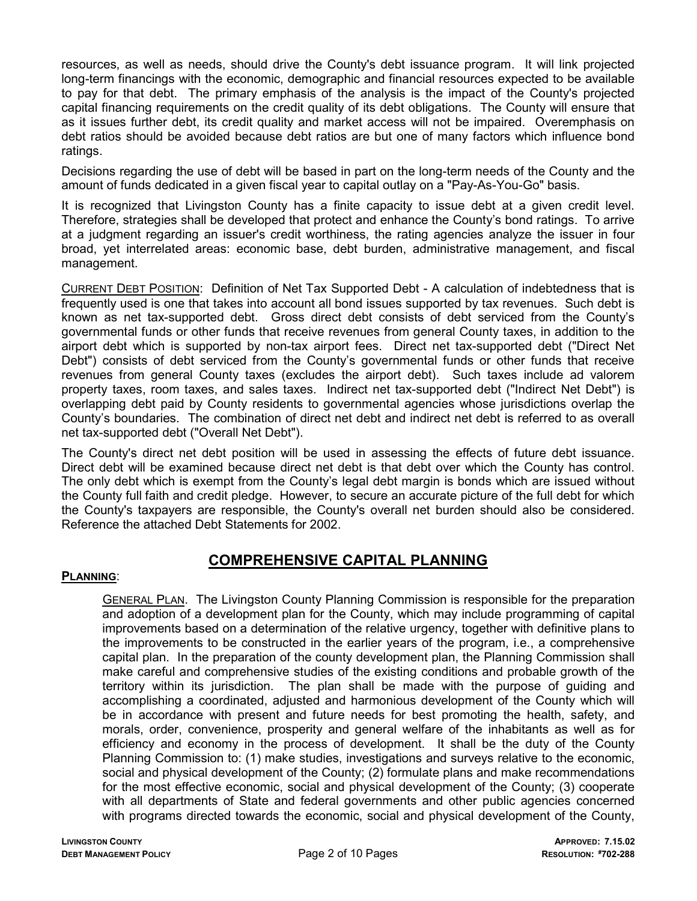resources, as well as needs, should drive the County's debt issuance program. It will link projected long-term financings with the economic, demographic and financial resources expected to be available to pay for that debt. The primary emphasis of the analysis is the impact of the County's projected capital financing requirements on the credit quality of its debt obligations. The County will ensure that as it issues further debt, its credit quality and market access will not be impaired. Overemphasis on debt ratios should be avoided because debt ratios are but one of many factors which influence bond ratings.

Decisions regarding the use of debt will be based in part on the long-term needs of the County and the amount of funds dedicated in a given fiscal year to capital outlay on a "Pay-As-You-Go" basis.

It is recognized that Livingston County has a finite capacity to issue debt at a given credit level. Therefore, strategies shall be developed that protect and enhance the County's bond ratings. To arrive at a judgment regarding an issuer's credit worthiness, the rating agencies analyze the issuer in four broad, yet interrelated areas: economic base, debt burden, administrative management, and fiscal management.

CURRENT DEBT POSITION: Definition of Net Tax Supported Debt - A calculation of indebtedness that is frequently used is one that takes into account all bond issues supported by tax revenues. Such debt is known as net tax-supported debt. Gross direct debt consists of debt serviced from the County's governmental funds or other funds that receive revenues from general County taxes, in addition to the airport debt which is supported by non-tax airport fees. Direct net tax-supported debt ("Direct Net Debt") consists of debt serviced from the County's governmental funds or other funds that receive revenues from general County taxes (excludes the airport debt). Such taxes include ad valorem property taxes, room taxes, and sales taxes. Indirect net tax-supported debt ("Indirect Net Debt") is overlapping debt paid by County residents to governmental agencies whose jurisdictions overlap the County's boundaries. The combination of direct net debt and indirect net debt is referred to as overall net tax-supported debt ("Overall Net Debt").

The County's direct net debt position will be used in assessing the effects of future debt issuance. Direct debt will be examined because direct net debt is that debt over which the County has control. The only debt which is exempt from the County's legal debt margin is bonds which are issued without the County full faith and credit pledge. However, to secure an accurate picture of the full debt for which the County's taxpayers are responsible, the County's overall net burden should also be considered. Reference the attached Debt Statements for 2002.

## COMPREHENSIVE CAPITAL PLANNING

**PLANNING**:

GENERAL PLAN. The Livingston County Planning Commission is responsible for the preparation and adoption of a development plan for the County, which may include programming of capital improvements based on a determination of the relative urgency, together with definitive plans to the improvements to be constructed in the earlier years of the program, i.e., a comprehensive capital plan. In the preparation of the county development plan, the Planning Commission shall make careful and comprehensive studies of the existing conditions and probable growth of the territory within its jurisdiction. The plan shall be made with the purpose of guiding and accomplishing a coordinated, adjusted and harmonious development of the County which will be in accordance with present and future needs for best promoting the health, safety, and morals, order, convenience, prosperity and general welfare of the inhabitants as well as for efficiency and economy in the process of development. It shall be the duty of the County Planning Commission to: (1) make studies, investigations and surveys relative to the economic, social and physical development of the County; (2) formulate plans and make recommendations for the most effective economic, social and physical development of the County; (3) cooperate with all departments of State and federal governments and other public agencies concerned with programs directed towards the economic, social and physical development of the County,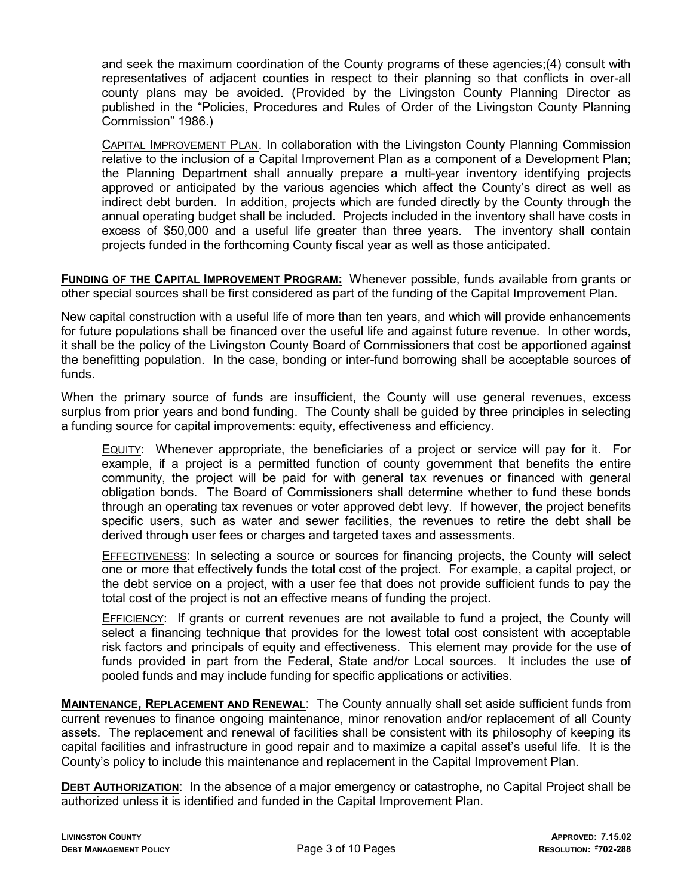and seek the maximum coordination of the County programs of these agencies;(4) consult with representatives of adjacent counties in respect to their planning so that conflicts in over-all county plans may be avoided. (Provided by the Livingston County Planning Director as published in the "Policies, Procedures and Rules of Order of the Livingston County Planning Commission" 1986.)

CAPITAL IMPROVEMENT PLAN. In collaboration with the Livingston County Planning Commission relative to the inclusion of a Capital Improvement Plan as a component of a Development Plan; the Planning Department shall annually prepare a multi-year inventory identifying projects approved or anticipated by the various agencies which affect the County's direct as well as indirect debt burden. In addition, projects which are funded directly by the County through the annual operating budget shall be included. Projects included in the inventory shall have costs in excess of $50,000 and a useful life greater than three years. The inventory shall contain projects funded in the forthcoming County fiscal year as well as those anticipated.

**FUNDING OF THE CAPITAL IMPROVEMENT PROGRAM:** Whenever possible, funds available from grants or other special sources shall be first considered as part of the funding of the Capital Improvement Plan.

New capital construction with a useful life of more than ten years, and which will provide enhancements for future populations shall be financed over the useful life and against future revenue. In other words, it shall be the policy of the Livingston County Board of Commissioners that cost be apportioned against the benefitting population. In the case, bonding or inter-fund borrowing shall be acceptable sources of funds.

When the primary source of funds are insufficient, the County will use general revenues, excess surplus from prior years and bond funding. The County shall be guided by three principles in selecting a funding source for capital improvements: equity, effectiveness and efficiency.

EQUITY: Whenever appropriate, the beneficiaries of a project or service will pay for it. For example, if a project is a permitted function of county government that benefits the entire community, the project will be paid for with general tax revenues or financed with general obligation bonds. The Board of Commissioners shall determine whether to fund these bonds through an operating tax revenues or voter approved debt levy. If however, the project benefits specific users, such as water and sewer facilities, the revenues to retire the debt shall be derived through user fees or charges and targeted taxes and assessments.

EFFECTIVENESS: In selecting a source or sources for financing projects, the County will select one or more that effectively funds the total cost of the project. For example, a capital project, or the debt service on a project, with a user fee that does not provide sufficient funds to pay the total cost of the project is not an effective means of funding the project.

EFFICIENCY: If grants or current revenues are not available to fund a project, the County will select a financing technique that provides for the lowest total cost consistent with acceptable risk factors and principals of equity and effectiveness. This element may provide for the use of funds provided in part from the Federal, State and/or Local sources. It includes the use of pooled funds and may include funding for specific applications or activities.

**MAINTENANCE, REPLACEMENT AND RENEWAL**: The County annually shall set aside sufficient funds from current revenues to finance ongoing maintenance, minor renovation and/or replacement of all County assets. The replacement and renewal of facilities shall be consistent with its philosophy of keeping its capital facilities and infrastructure in good repair and to maximize a capital asset's useful life. It is the County's policy to include this maintenance and replacement in the Capital Improvement Plan.

**DEBT AUTHORIZATION**: In the absence of a major emergency or catastrophe, no Capital Project shall be authorized unless it is identified and funded in the Capital Improvement Plan.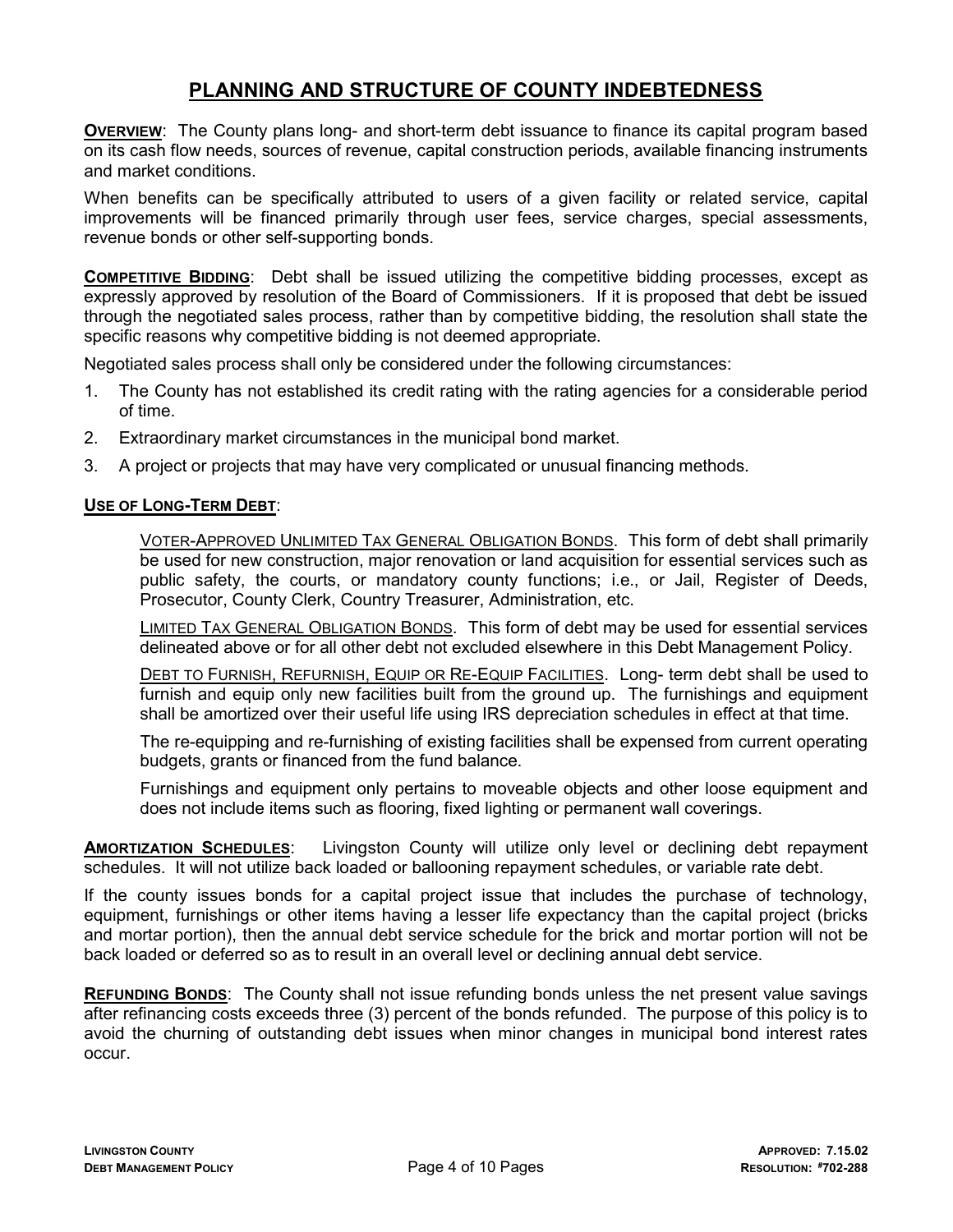# PLANNING AND STRUCTURE OF COUNTY INDEBTEDNESS

**OVERVIEW**: The County plans long- and short-term debt issuance to finance its capital program based on its cash flow needs, sources of revenue, capital construction periods, available financing instruments and market conditions.

When benefits can be specifically attributed to users of a given facility or related service, capital improvements will be financed primarily through user fees, service charges, special assessments, revenue bonds or other self-supporting bonds.

**COMPETITIVE BIDDING**: Debt shall be issued utilizing the competitive bidding processes, except as expressly approved by resolution of the Board of Commissioners. If it is proposed that debt be issued through the negotiated sales process, rather than by competitive bidding, the resolution shall state the specific reasons why competitive bidding is not deemed appropriate.

Negotiated sales process shall only be considered under the following circumstances:

1. The County has not established its credit rating with the rating agencies for a considerable period of time.
2. Extraordinary market circumstances in the municipal bond market.
3. A project or projects that may have very complicated or unusual financing methods.

**USE OF LONG-TERM DEBT**:

VOTER-APPROVED UNLIMITED TAX GENERAL OBLIGATION BONDS. This form of debt shall primarily be used for new construction, major renovation or land acquisition for essential services such as public safety, the courts, or mandatory county functions; i.e., or Jail, Register of Deeds, Prosecutor, County Clerk, Country Treasurer, Administration, etc.

LIMITED TAX GENERAL OBLIGATION BONDS. This form of debt may be used for essential services delineated above or for all other debt not excluded elsewhere in this Debt Management Policy.

DEBT TO FURNISH, REFURNISH, EQUIP OR RE-EQUIP FACILITIES. Long- term debt shall be used to furnish and equip only new facilities built from the ground up. The furnishings and equipment shall be amortized over their useful life using IRS depreciation schedules in effect at that time.

The re-equipping and re-furnishing of existing facilities shall be expensed from current operating budgets, grants or financed from the fund balance.

Furnishings and equipment only pertains to moveable objects and other loose equipment and does not include items such as flooring, fixed lighting or permanent wall coverings.

**AMORTIZATION SCHEDULES**: Livingston County will utilize only level or declining debt repayment schedules. It will not utilize back loaded or ballooning repayment schedules, or variable rate debt.

If the county issues bonds for a capital project issue that includes the purchase of technology, equipment, furnishings or other items having a lesser life expectancy than the capital project (bricks and mortar portion), then the annual debt service schedule for the brick and mortar portion will not be back loaded or deferred so as to result in an overall level or declining annual debt service.

**REFUNDING BONDS**: The County shall not issue refunding bonds unless the net present value savings after refinancing costs exceeds three (3) percent of the bonds refunded. The purpose of this policy is to avoid the churning of outstanding debt issues when minor changes in municipal bond interest rates occur.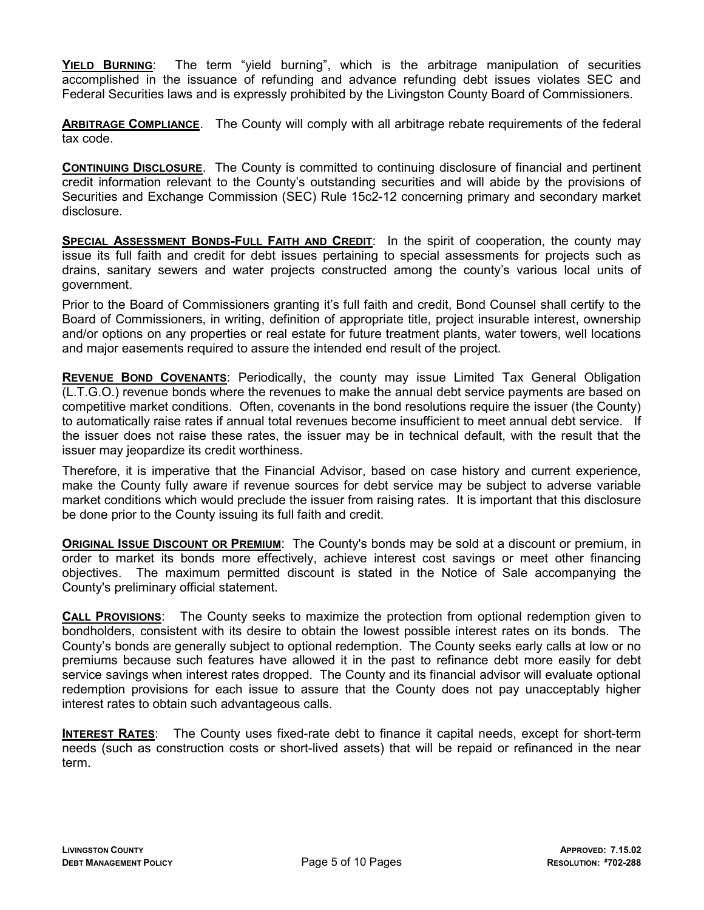**YIELD BURNING**: The term "yield burning", which is the arbitrage manipulation of securities accomplished in the issuance of refunding and advance refunding debt issues violates SEC and Federal Securities laws and is expressly prohibited by the Livingston County Board of Commissioners.

**ARBITRAGE COMPLIANCE**. The County will comply with all arbitrage rebate requirements of the federal tax code.

**CONTINUING DISCLOSURE**. The County is committed to continuing disclosure of financial and pertinent credit information relevant to the County's outstanding securities and will abide by the provisions of Securities and Exchange Commission (SEC) Rule 15c2-12 concerning primary and secondary market disclosure.

**SPECIAL ASSESSMENT BONDS-FULL FAITH AND CREDIT**: In the spirit of cooperation, the county may issue its full faith and credit for debt issues pertaining to special assessments for projects such as drains, sanitary sewers and water projects constructed among the county's various local units of government.

Prior to the Board of Commissioners granting it's full faith and credit, Bond Counsel shall certify to the Board of Commissioners, in writing, definition of appropriate title, project insurable interest, ownership and/or options on any properties or real estate for future treatment plants, water towers, well locations and major easements required to assure the intended end result of the project.

**REVENUE BOND COVENANTS**: Periodically, the county may issue Limited Tax General Obligation (L.T.G.O.) revenue bonds where the revenues to make the annual debt service payments are based on competitive market conditions. Often, covenants in the bond resolutions require the issuer (the County) to automatically raise rates if annual total revenues become insufficient to meet annual debt service. If the issuer does not raise these rates, the issuer may be in technical default, with the result that the issuer may jeopardize its credit worthiness.

Therefore, it is imperative that the Financial Advisor, based on case history and current experience, make the County fully aware if revenue sources for debt service may be subject to adverse variable market conditions which would preclude the issuer from raising rates. It is important that this disclosure be done prior to the County issuing its full faith and credit.

**ORIGINAL ISSUE DISCOUNT OR PREMIUM**: The County's bonds may be sold at a discount or premium, in order to market its bonds more effectively, achieve interest cost savings or meet other financing objectives. The maximum permitted discount is stated in the Notice of Sale accompanying the County's preliminary official statement.

**CALL PROVISIONS**: The County seeks to maximize the protection from optional redemption given to bondholders, consistent with its desire to obtain the lowest possible interest rates on its bonds. The County's bonds are generally subject to optional redemption. The County seeks early calls at low or no premiums because such features have allowed it in the past to refinance debt more easily for debt service savings when interest rates dropped. The County and its financial advisor will evaluate optional redemption provisions for each issue to assure that the County does not pay unacceptably higher interest rates to obtain such advantageous calls.

**INTEREST RATES**: The County uses fixed-rate debt to finance it capital needs, except for short-term needs (such as construction costs or short-lived assets) that will be repaid or refinanced in the near term.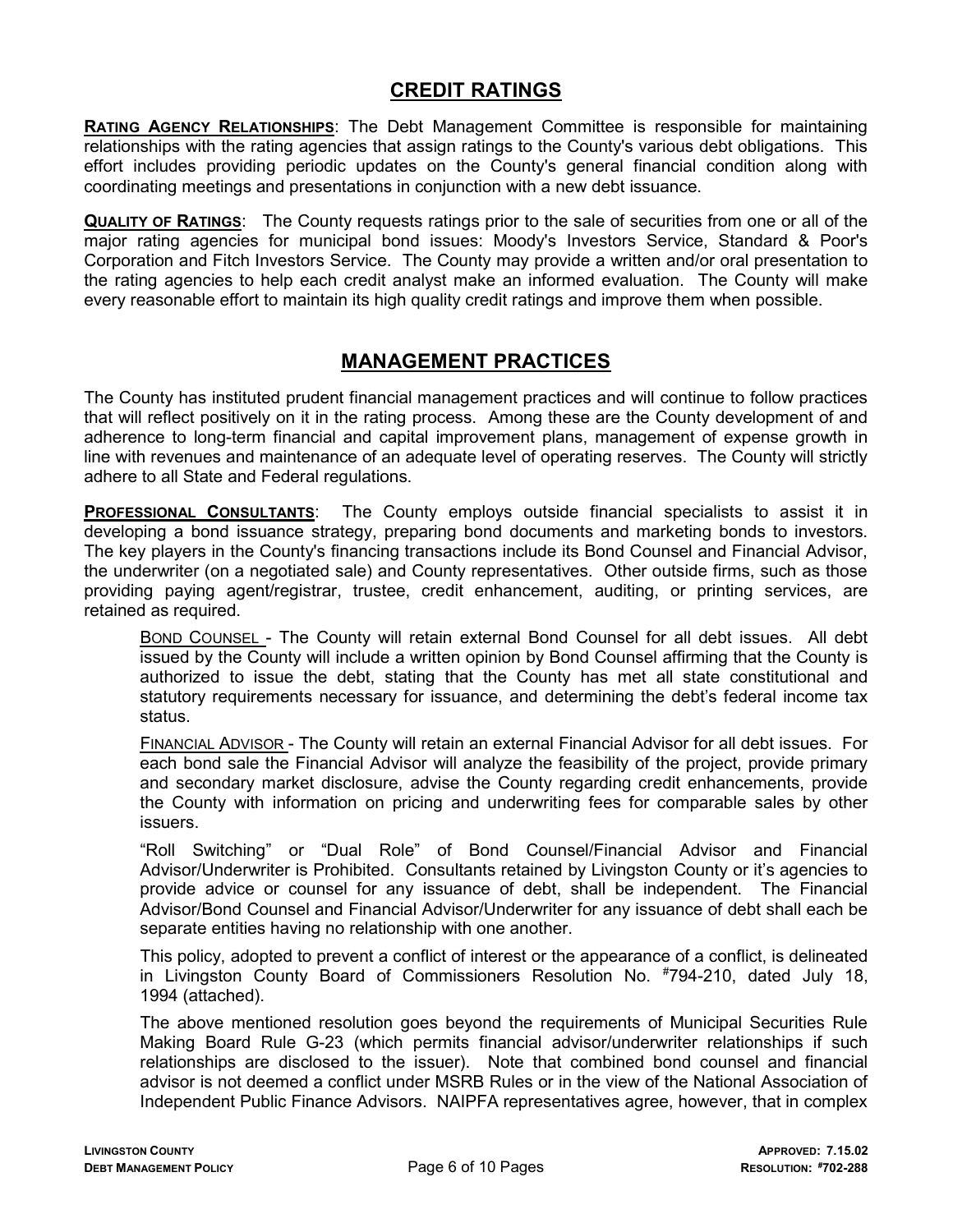## CREDIT RATINGS

**RATING AGENCY RELATIONSHIPS**: The Debt Management Committee is responsible for maintaining relationships with the rating agencies that assign ratings to the County's various debt obligations. This effort includes providing periodic updates on the County's general financial condition along with coordinating meetings and presentations in conjunction with a new debt issuance.

**QUALITY OF RATINGS**: The County requests ratings prior to the sale of securities from one or all of the major rating agencies for municipal bond issues: Moody's Investors Service, Standard & Poor's Corporation and Fitch Investors Service. The County may provide a written and/or oral presentation to the rating agencies to help each credit analyst make an informed evaluation. The County will make every reasonable effort to maintain its high quality credit ratings and improve them when possible.

## MANAGEMENT PRACTICES

The County has instituted prudent financial management practices and will continue to follow practices that will reflect positively on it in the rating process. Among these are the County development of and adherence to long-term financial and capital improvement plans, management of expense growth in line with revenues and maintenance of an adequate level of operating reserves. The County will strictly adhere to all State and Federal regulations.

**PROFESSIONAL CONSULTANTS**: The County employs outside financial specialists to assist it in developing a bond issuance strategy, preparing bond documents and marketing bonds to investors. The key players in the County's financing transactions include its Bond Counsel and Financial Advisor, the underwriter (on a negotiated sale) and County representatives. Other outside firms, such as those providing paying agent/registrar, trustee, credit enhancement, auditing, or printing services, are retained as required.

BOND COUNSEL - The County will retain external Bond Counsel for all debt issues. All debt issued by the County will include a written opinion by Bond Counsel affirming that the County is authorized to issue the debt, stating that the County has met all state constitutional and statutory requirements necessary for issuance, and determining the debt's federal income tax status.

FINANCIAL ADVISOR - The County will retain an external Financial Advisor for all debt issues. For each bond sale the Financial Advisor will analyze the feasibility of the project, provide primary and secondary market disclosure, advise the County regarding credit enhancements, provide the County with information on pricing and underwriting fees for comparable sales by other issuers.

"Roll Switching" or "Dual Role" of Bond Counsel/Financial Advisor and Financial Advisor/Underwriter is Prohibited. Consultants retained by Livingston County or it's agencies to provide advice or counsel for any issuance of debt, shall be independent. The Financial Advisor/Bond Counsel and Financial Advisor/Underwriter for any issuance of debt shall each be separate entities having no relationship with one another.

This policy, adopted to prevent a conflict of interest or the appearance of a conflict, is delineated in Livingston County Board of Commissioners Resolution No. #794-210, dated July 18, 1994 (attached).

The above mentioned resolution goes beyond the requirements of Municipal Securities Rule Making Board Rule G-23 (which permits financial advisor/underwriter relationships if such relationships are disclosed to the issuer). Note that combined bond counsel and financial advisor is not deemed a conflict under MSRB Rules or in the view of the National Association of Independent Public Finance Advisors. NAIPFA representatives agree, however, that in complex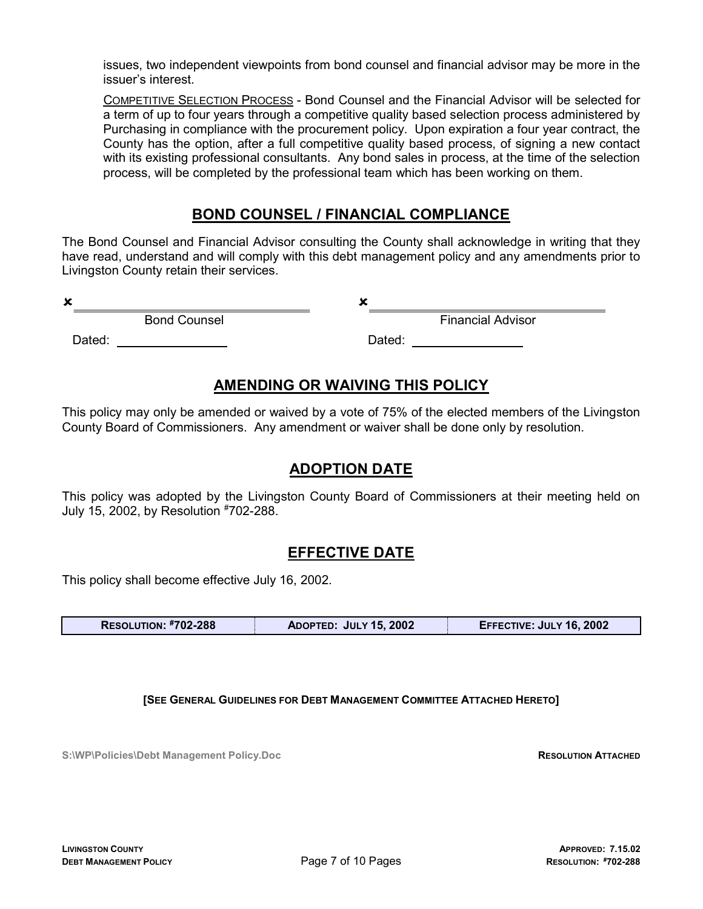issues, two independent viewpoints from bond counsel and financial advisor may be more in the issuer's interest.

COMPETITIVE SELECTION PROCESS - Bond Counsel and the Financial Advisor will be selected for a term of up to four years through a competitive quality based selection process administered by Purchasing in compliance with the procurement policy. Upon expiration a four year contract, the County has the option, after a full competitive quality based process, of signing a new contact with its existing professional consultants. Any bond sales in process, at the time of the selection process, will be completed by the professional team which has been working on them.

## BOND COUNSEL / FINANCIAL COMPLIANCE

The Bond Counsel and Financial Advisor consulting the County shall acknowledge in writing that they have read, understand and will comply with this debt management policy and any amendments prior to Livingston County retain their services.

| ✘ ______________________________ | ✘ ______________________________ |
|---|---|
| Bond Counsel | Financial Advisor |
| Dated: ______________ | Dated: ______________ |

## AMENDING OR WAIVING THIS POLICY

This policy may only be amended or waived by a vote of 75% of the elected members of the Livingston County Board of Commissioners. Any amendment or waiver shall be done only by resolution.

## ADOPTION DATE

This policy was adopted by the Livingston County Board of Commissioners at their meeting held on July 15, 2002, by Resolution #702-288.

## EFFECTIVE DATE

This policy shall become effective July 16, 2002.

| RESOLUTION: #702-288 | ADOPTED: JULY 15, 2002 | EFFECTIVE: JULY 16, 2002 |
|---|---|---|

**[SEE GENERAL GUIDELINES FOR DEBT MANAGEMENT COMMITTEE ATTACHED HERETO]**

S:\WP\Policies\Debt Management Policy.Doc

RESOLUTION ATTACHED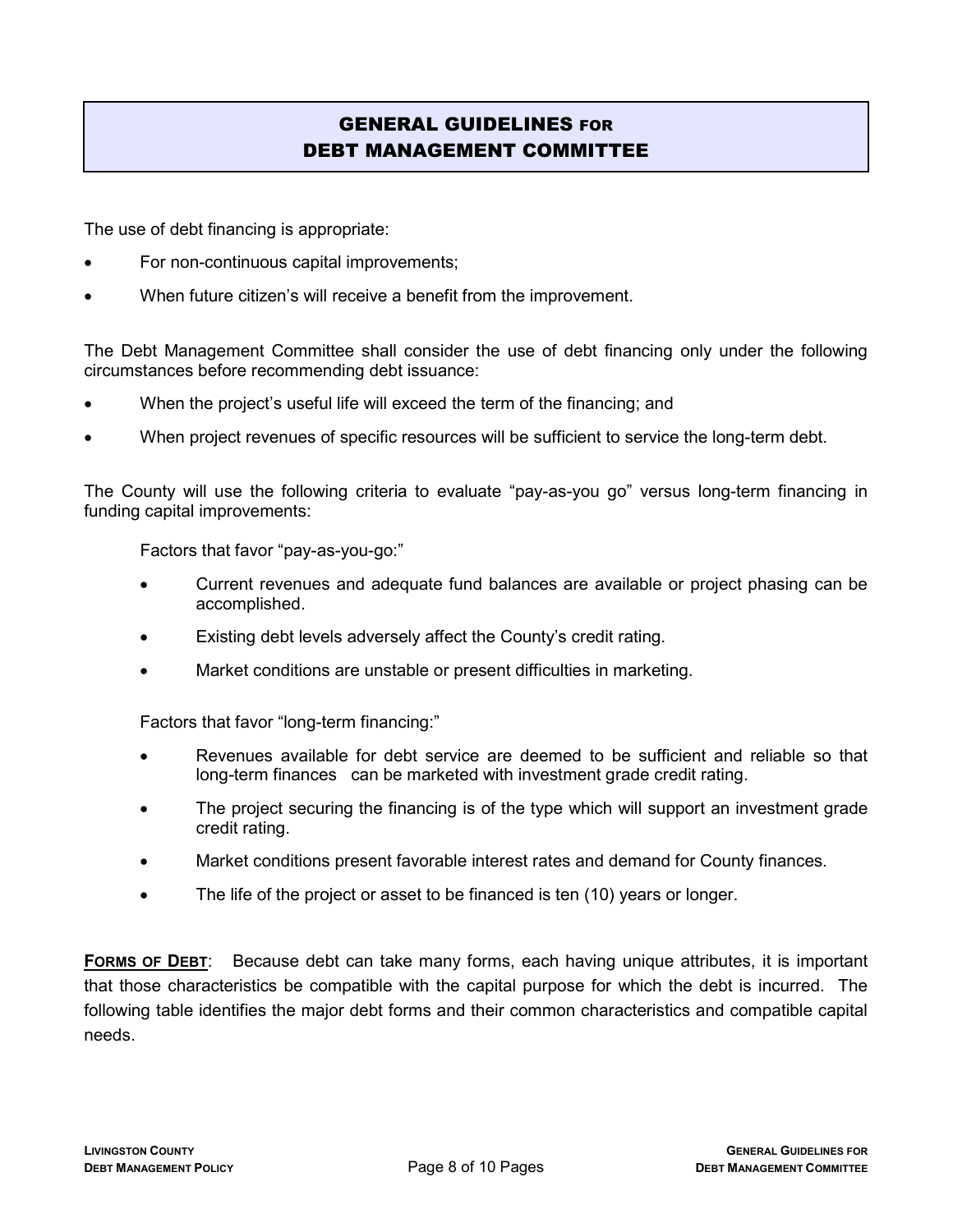## GENERAL GUIDELINES FOR DEBT MANAGEMENT COMMITTEE

The use of debt financing is appropriate:

- For non-continuous capital improvements;
- When future citizen's will receive a benefit from the improvement.

The Debt Management Committee shall consider the use of debt financing only under the following circumstances before recommending debt issuance:

- When the project's useful life will exceed the term of the financing; and
- When project revenues of specific resources will be sufficient to service the long-term debt.

The County will use the following criteria to evaluate "pay-as-you go" versus long-term financing in funding capital improvements:

Factors that favor "pay-as-you-go:"

- Current revenues and adequate fund balances are available or project phasing can be accomplished.
- Existing debt levels adversely affect the County's credit rating.
- Market conditions are unstable or present difficulties in marketing.

Factors that favor "long-term financing:"

- Revenues available for debt service are deemed to be sufficient and reliable so that long-term finances can be marketed with investment grade credit rating.
- The project securing the financing is of the type which will support an investment grade credit rating.
- Market conditions present favorable interest rates and demand for County finances.
- The life of the project or asset to be financed is ten (10) years or longer.

**FORMS OF DEBT**: Because debt can take many forms, each having unique attributes, it is important that those characteristics be compatible with the capital purpose for which the debt is incurred. The following table identifies the major debt forms and their common characteristics and compatible capital needs.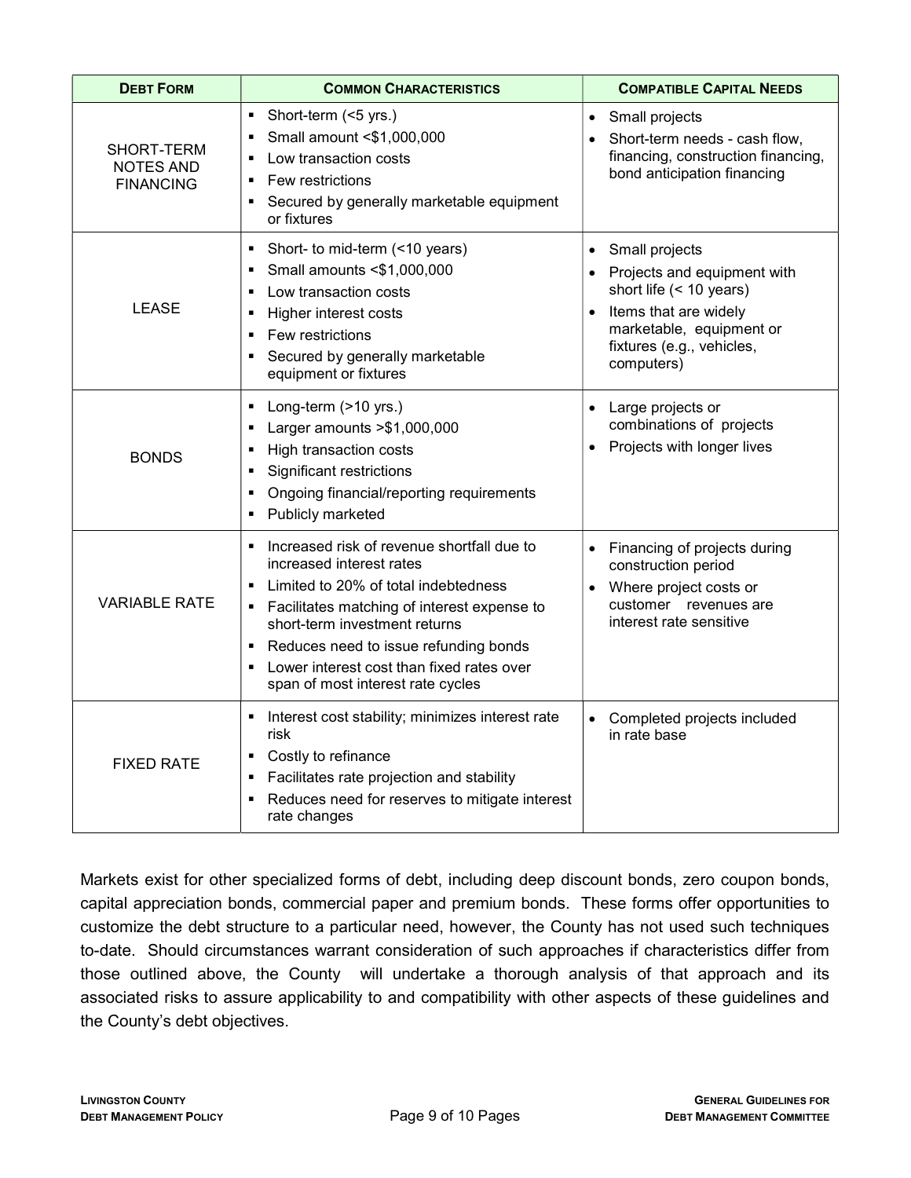| DEBT FORM | COMMON CHARACTERISTICS | COMPATIBLE CAPITAL NEEDS |
|---|---|---|
| SHORT-TERM NOTES AND FINANCING | ▪ Short-term (<5 yrs.)<br>▪ Small amount <$1,000,000<br>▪ Low transaction costs<br>▪ Few restrictions<br>▪ Secured by generally marketable equipment or fixtures | • Small projects<br>• Short-term needs - cash flow, financing, construction financing, bond anticipation financing |
| LEASE | ▪ Short- to mid-term (<10 years)<br>▪ Small amounts <$1,000,000<br>▪ Low transaction costs<br>▪ Higher interest costs<br>▪ Few restrictions<br>▪ Secured by generally marketable equipment or fixtures | • Small projects<br>• Projects and equipment with short life (< 10 years)<br>• Items that are widely marketable, equipment or fixtures (e.g., vehicles, computers) |
| BONDS | ▪ Long-term (>10 yrs.)<br>▪ Larger amounts >$1,000,000<br>▪ High transaction costs<br>▪ Significant restrictions<br>▪ Ongoing financial/reporting requirements<br>▪ Publicly marketed | • Large projects or combinations of projects<br>• Projects with longer lives |
| VARIABLE RATE | ▪ Increased risk of revenue shortfall due to increased interest rates<br>▪ Limited to 20% of total indebtedness<br>▪ Facilitates matching of interest expense to short-term investment returns<br>▪ Reduces need to issue refunding bonds<br>▪ Lower interest cost than fixed rates over span of most interest rate cycles | • Financing of projects during construction period<br>• Where project costs or customer revenues are interest rate sensitive |
| FIXED RATE | ▪ Interest cost stability; minimizes interest rate risk<br>▪ Costly to refinance<br>▪ Facilitates rate projection and stability<br>▪ Reduces need for reserves to mitigate interest rate changes | • Completed projects included in rate base |

Markets exist for other specialized forms of debt, including deep discount bonds, zero coupon bonds, capital appreciation bonds, commercial paper and premium bonds. These forms offer opportunities to customize the debt structure to a particular need, however, the County has not used such techniques to-date. Should circumstances warrant consideration of such approaches if characteristics differ from those outlined above, the County will undertake a thorough analysis of that approach and its associated risks to assure applicability to and compatibility with other aspects of these guidelines and the County's debt objectives.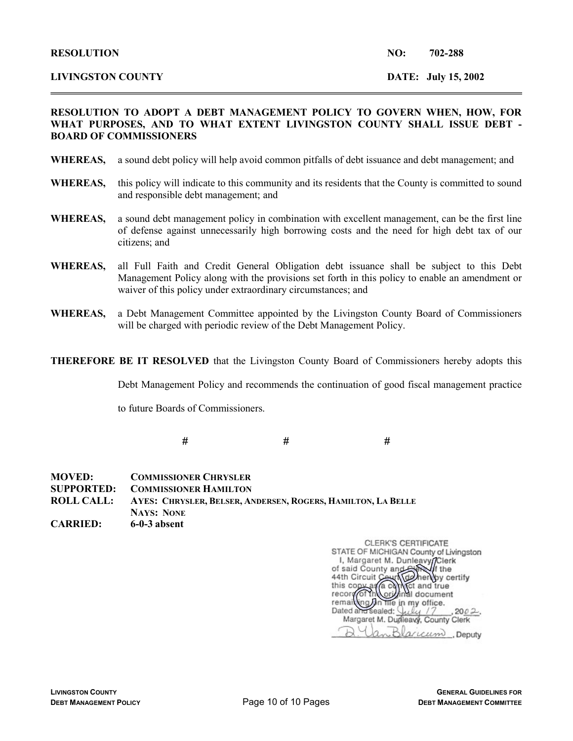**RESOLUTION** **NO: 702-288**

**LIVINGSTON COUNTY** **DATE: July 15, 2002**

---

**RESOLUTION TO ADOPT A DEBT MANAGEMENT POLICY TO GOVERN WHEN, HOW, FOR WHAT PURPOSES, AND TO WHAT EXTENT LIVINGSTON COUNTY SHALL ISSUE DEBT - BOARD OF COMMISSIONERS**

**WHEREAS,** a sound debt policy will help avoid common pitfalls of debt issuance and debt management; and

**WHEREAS,** this policy will indicate to this community and its residents that the County is committed to sound and responsible debt management; and

**WHEREAS,** a sound debt management policy in combination with excellent management, can be the first line of defense against unnecessarily high borrowing costs and the need for high debt tax of our citizens; and

**WHEREAS,** all Full Faith and Credit General Obligation debt issuance shall be subject to this Debt Management Policy along with the provisions set forth in this policy to enable an amendment or waiver of this policy under extraordinary circumstances; and

**WHEREAS,** a Debt Management Committee appointed by the Livingston County Board of Commissioners will be charged with periodic review of the Debt Management Policy.

**THEREFORE BE IT RESOLVED** that the Livingston County Board of Commissioners hereby adopts this Debt Management Policy and recommends the continuation of good fiscal management practice to future Boards of Commissioners.

# # #

**MOVED:** **COMMISSIONER CHRYSLER**
**SUPPORTED:** **COMMISSIONER HAMILTON**
**ROLL CALL:** **AYES: CHRYSLER, BELSER, ANDERSEN, ROGERS, HAMILTON, LA BELLE**
**NAYS: NONE**
**CARRIED:** **6-0-3 absent**

CLERK'S CERTIFICATE
STATE OF MICHIGAN County of Livingston
I, Margaret M. Dunleavy, Clerk of said County and Clerk of the 44th Circuit Court, do hereby certify this copy as a correct and true record of the original document remaining on file in my office.
Dated and sealed: July 17, 2002.
Margaret M. Dunleavy, County Clerk
D. VanBlaricum, Deputy

COPY